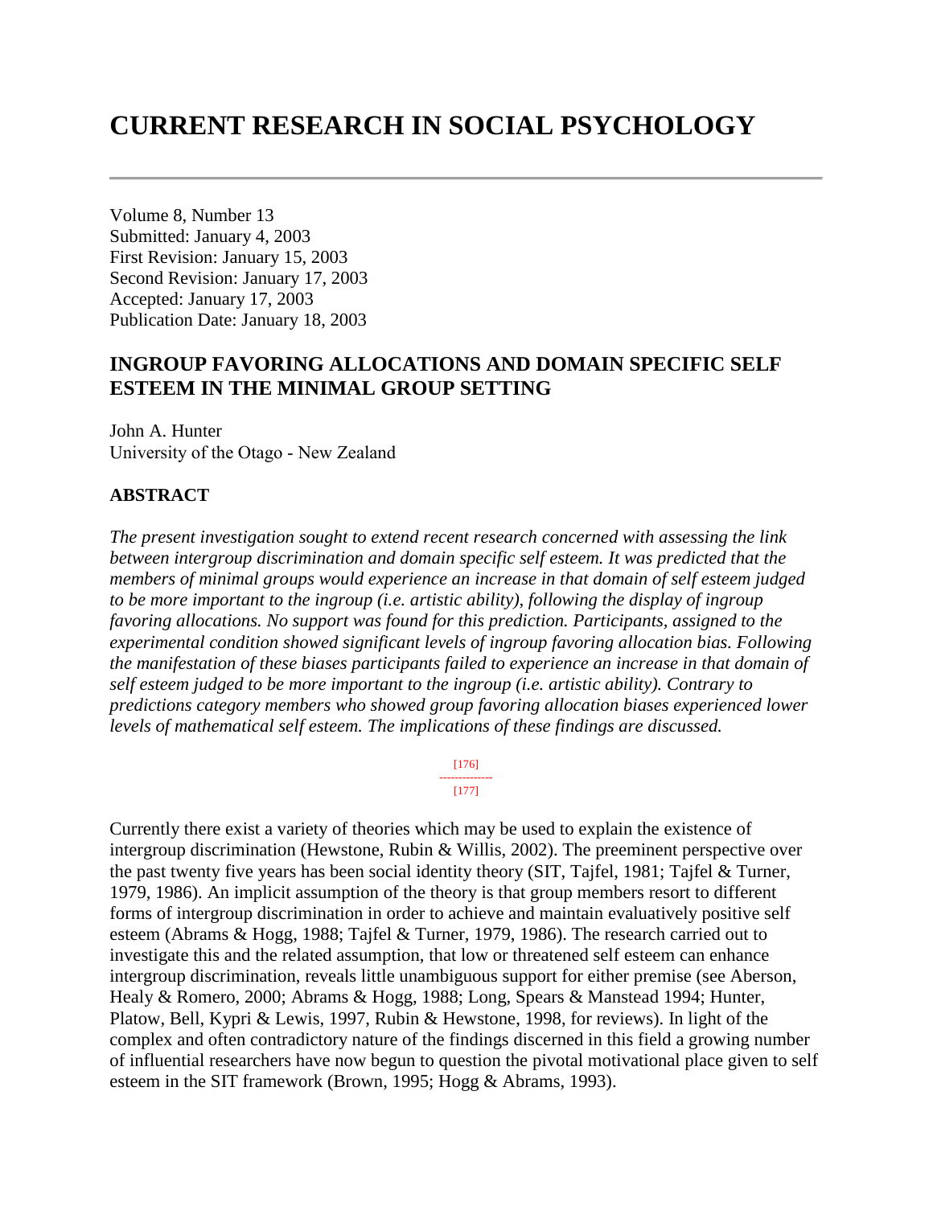# CURRENT RESEARCH IN SOCIAL PSYCHOLOGY

Volume 8, Number 13
Submitted: January 4, 2003
First Revision: January 15, 2003
Second Revision: January 17, 2003
Accepted: January 17, 2003
Publication Date: January 18, 2003

## INGROUP FAVORING ALLOCATIONS AND DOMAIN SPECIFIC SELF ESTEEM IN THE MINIMAL GROUP SETTING

John A. Hunter
University of the Otago - New Zealand

### ABSTRACT

*The present investigation sought to extend recent research concerned with assessing the link between intergroup discrimination and domain specific self esteem. It was predicted that the members of minimal groups would experience an increase in that domain of self esteem judged to be more important to the ingroup (i.e. artistic ability), following the display of ingroup favoring allocations. No support was found for this prediction. Participants, assigned to the experimental condition showed significant levels of ingroup favoring allocation bias. Following the manifestation of these biases participants failed to experience an increase in that domain of self esteem judged to be more important to the ingroup (i.e. artistic ability). Contrary to predictions category members who showed group favoring allocation biases experienced lower levels of mathematical self esteem. The implications of these findings are discussed.*

Currently there exist a variety of theories which may be used to explain the existence of intergroup discrimination (Hewstone, Rubin & Willis, 2002). The preeminent perspective over the past twenty five years has been social identity theory (SIT, Tajfel, 1981; Tajfel & Turner, 1979, 1986). An implicit assumption of the theory is that group members resort to different forms of intergroup discrimination in order to achieve and maintain evaluatively positive self esteem (Abrams & Hogg, 1988; Tajfel & Turner, 1979, 1986). The research carried out to investigate this and the related assumption, that low or threatened self esteem can enhance intergroup discrimination, reveals little unambiguous support for either premise (see Aberson, Healy & Romero, 2000; Abrams & Hogg, 1988; Long, Spears & Manstead 1994; Hunter, Platow, Bell, Kypri & Lewis, 1997, Rubin & Hewstone, 1998, for reviews). In light of the complex and often contradictory nature of the findings discerned in this field a growing number of influential researchers have now begun to question the pivotal motivational place given to self esteem in the SIT framework (Brown, 1995; Hogg & Abrams, 1993).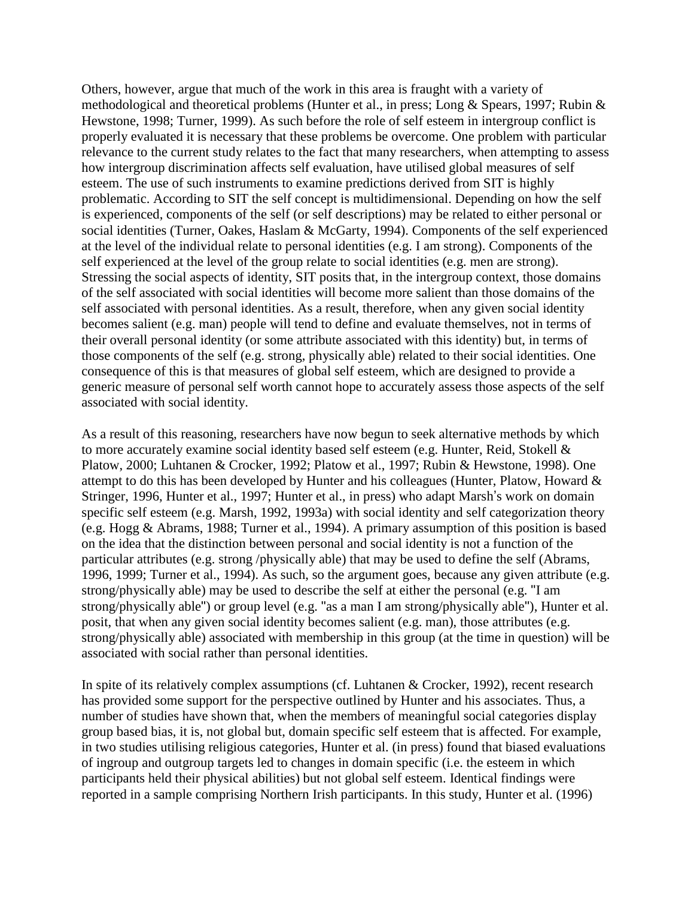Others, however, argue that much of the work in this area is fraught with a variety of methodological and theoretical problems (Hunter et al., in press; Long & Spears, 1997; Rubin & Hewstone, 1998; Turner, 1999). As such before the role of self esteem in intergroup conflict is properly evaluated it is necessary that these problems be overcome. One problem with particular relevance to the current study relates to the fact that many researchers, when attempting to assess how intergroup discrimination affects self evaluation, have utilised global measures of self esteem. The use of such instruments to examine predictions derived from SIT is highly problematic. According to SIT the self concept is multidimensional. Depending on how the self is experienced, components of the self (or self descriptions) may be related to either personal or social identities (Turner, Oakes, Haslam & McGarty, 1994). Components of the self experienced at the level of the individual relate to personal identities (e.g. I am strong). Components of the self experienced at the level of the group relate to social identities (e.g. men are strong). Stressing the social aspects of identity, SIT posits that, in the intergroup context, those domains of the self associated with social identities will become more salient than those domains of the self associated with personal identities. As a result, therefore, when any given social identity becomes salient (e.g. man) people will tend to define and evaluate themselves, not in terms of their overall personal identity (or some attribute associated with this identity) but, in terms of those components of the self (e.g. strong, physically able) related to their social identities. One consequence of this is that measures of global self esteem, which are designed to provide a generic measure of personal self worth cannot hope to accurately assess those aspects of the self associated with social identity.

As a result of this reasoning, researchers have now begun to seek alternative methods by which to more accurately examine social identity based self esteem (e.g. Hunter, Reid, Stokell & Platow, 2000; Luhtanen & Crocker, 1992; Platow et al., 1997; Rubin & Hewstone, 1998). One attempt to do this has been developed by Hunter and his colleagues (Hunter, Platow, Howard & Stringer, 1996, Hunter et al., 1997; Hunter et al., in press) who adapt Marsh's work on domain specific self esteem (e.g. Marsh, 1992, 1993a) with social identity and self categorization theory (e.g. Hogg & Abrams, 1988; Turner et al., 1994). A primary assumption of this position is based on the idea that the distinction between personal and social identity is not a function of the particular attributes (e.g. strong /physically able) that may be used to define the self (Abrams, 1996, 1999; Turner et al., 1994). As such, so the argument goes, because any given attribute (e.g. strong/physically able) may be used to describe the self at either the personal (e.g. "I am strong/physically able") or group level (e.g. "as a man I am strong/physically able"), Hunter et al. posit, that when any given social identity becomes salient (e.g. man), those attributes (e.g. strong/physically able) associated with membership in this group (at the time in question) will be associated with social rather than personal identities.

In spite of its relatively complex assumptions (cf. Luhtanen & Crocker, 1992), recent research has provided some support for the perspective outlined by Hunter and his associates. Thus, a number of studies have shown that, when the members of meaningful social categories display group based bias, it is, not global but, domain specific self esteem that is affected. For example, in two studies utilising religious categories, Hunter et al. (in press) found that biased evaluations of ingroup and outgroup targets led to changes in domain specific (i.e. the esteem in which participants held their physical abilities) but not global self esteem. Identical findings were reported in a sample comprising Northern Irish participants. In this study, Hunter et al. (1996)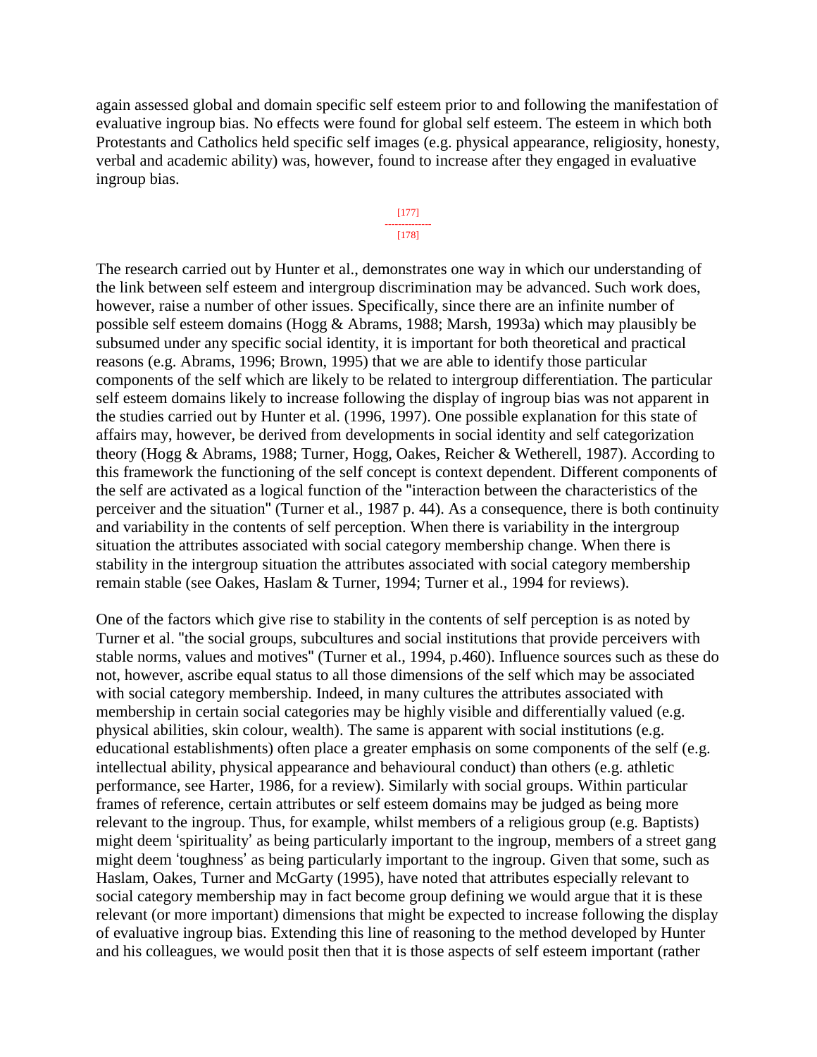again assessed global and domain specific self esteem prior to and following the manifestation of evaluative ingroup bias. No effects were found for global self esteem. The esteem in which both Protestants and Catholics held specific self images (e.g. physical appearance, religiosity, honesty, verbal and academic ability) was, however, found to increase after they engaged in evaluative ingroup bias.

The research carried out by Hunter et al., demonstrates one way in which our understanding of the link between self esteem and intergroup discrimination may be advanced. Such work does, however, raise a number of other issues. Specifically, since there are an infinite number of possible self esteem domains (Hogg & Abrams, 1988; Marsh, 1993a) which may plausibly be subsumed under any specific social identity, it is important for both theoretical and practical reasons (e.g. Abrams, 1996; Brown, 1995) that we are able to identify those particular components of the self which are likely to be related to intergroup differentiation. The particular self esteem domains likely to increase following the display of ingroup bias was not apparent in the studies carried out by Hunter et al. (1996, 1997). One possible explanation for this state of affairs may, however, be derived from developments in social identity and self categorization theory (Hogg & Abrams, 1988; Turner, Hogg, Oakes, Reicher & Wetherell, 1987). According to this framework the functioning of the self concept is context dependent. Different components of the self are activated as a logical function of the "interaction between the characteristics of the perceiver and the situation" (Turner et al., 1987 p. 44). As a consequence, there is both continuity and variability in the contents of self perception. When there is variability in the intergroup situation the attributes associated with social category membership change. When there is stability in the intergroup situation the attributes associated with social category membership remain stable (see Oakes, Haslam & Turner, 1994; Turner et al., 1994 for reviews).

One of the factors which give rise to stability in the contents of self perception is as noted by Turner et al. "the social groups, subcultures and social institutions that provide perceivers with stable norms, values and motives" (Turner et al., 1994, p.460). Influence sources such as these do not, however, ascribe equal status to all those dimensions of the self which may be associated with social category membership. Indeed, in many cultures the attributes associated with membership in certain social categories may be highly visible and differentially valued (e.g. physical abilities, skin colour, wealth). The same is apparent with social institutions (e.g. educational establishments) often place a greater emphasis on some components of the self (e.g. intellectual ability, physical appearance and behavioural conduct) than others (e.g. athletic performance, see Harter, 1986, for a review). Similarly with social groups. Within particular frames of reference, certain attributes or self esteem domains may be judged as being more relevant to the ingroup. Thus, for example, whilst members of a religious group (e.g. Baptists) might deem 'spirituality' as being particularly important to the ingroup, members of a street gang might deem 'toughness' as being particularly important to the ingroup. Given that some, such as Haslam, Oakes, Turner and McGarty (1995), have noted that attributes especially relevant to social category membership may in fact become group defining we would argue that it is these relevant (or more important) dimensions that might be expected to increase following the display of evaluative ingroup bias. Extending this line of reasoning to the method developed by Hunter and his colleagues, we would posit then that it is those aspects of self esteem important (rather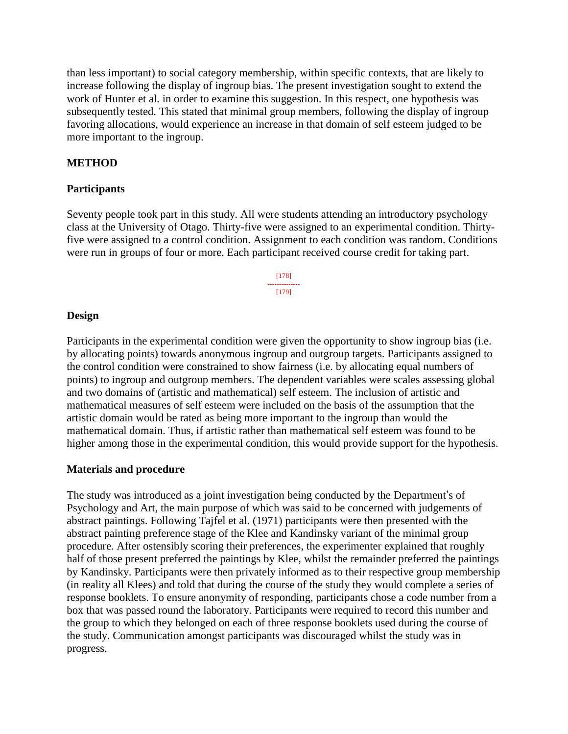than less important) to social category membership, within specific contexts, that are likely to increase following the display of ingroup bias. The present investigation sought to extend the work of Hunter et al. in order to examine this suggestion. In this respect, one hypothesis was subsequently tested. This stated that minimal group members, following the display of ingroup favoring allocations, would experience an increase in that domain of self esteem judged to be more important to the ingroup.

## METHOD

### Participants

Seventy people took part in this study. All were students attending an introductory psychology class at the University of Otago. Thirty-five were assigned to an experimental condition. Thirty-five were assigned to a control condition. Assignment to each condition was random. Conditions were run in groups of four or more. Each participant received course credit for taking part.

### Design

Participants in the experimental condition were given the opportunity to show ingroup bias (i.e. by allocating points) towards anonymous ingroup and outgroup targets. Participants assigned to the control condition were constrained to show fairness (i.e. by allocating equal numbers of points) to ingroup and outgroup members. The dependent variables were scales assessing global and two domains of (artistic and mathematical) self esteem. The inclusion of artistic and mathematical measures of self esteem were included on the basis of the assumption that the artistic domain would be rated as being more important to the ingroup than would the mathematical domain. Thus, if artistic rather than mathematical self esteem was found to be higher among those in the experimental condition, this would provide support for the hypothesis.

### Materials and procedure

The study was introduced as a joint investigation being conducted by the Department's of Psychology and Art, the main purpose of which was said to be concerned with judgements of abstract paintings. Following Tajfel et al. (1971) participants were then presented with the abstract painting preference stage of the Klee and Kandinsky variant of the minimal group procedure. After ostensibly scoring their preferences, the experimenter explained that roughly half of those present preferred the paintings by Klee, whilst the remainder preferred the paintings by Kandinsky. Participants were then privately informed as to their respective group membership (in reality all Klees) and told that during the course of the study they would complete a series of response booklets. To ensure anonymity of responding, participants chose a code number from a box that was passed round the laboratory. Participants were required to record this number and the group to which they belonged on each of three response booklets used during the course of the study. Communication amongst participants was discouraged whilst the study was in progress.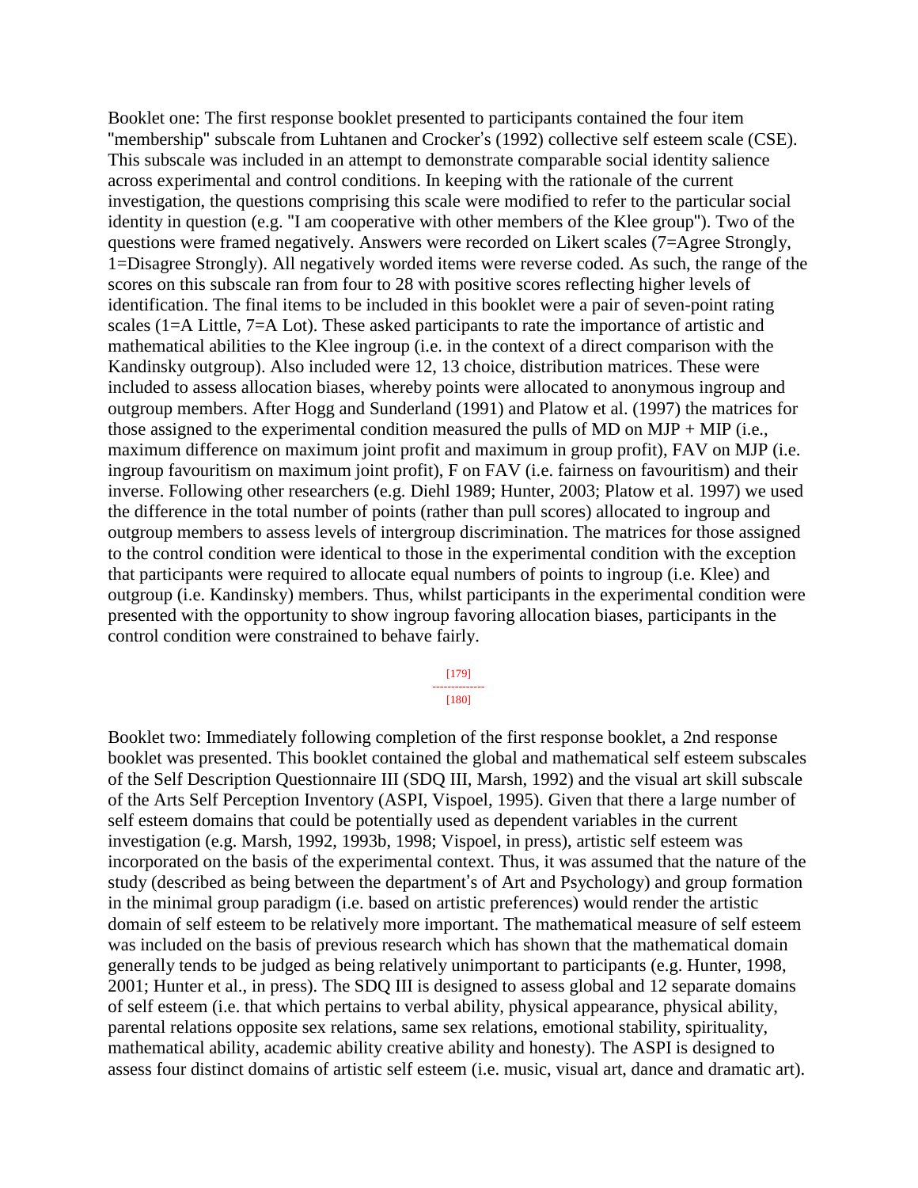Booklet one: The first response booklet presented to participants contained the four item "membership" subscale from Luhtanen and Crocker's (1992) collective self esteem scale (CSE). This subscale was included in an attempt to demonstrate comparable social identity salience across experimental and control conditions. In keeping with the rationale of the current investigation, the questions comprising this scale were modified to refer to the particular social identity in question (e.g. "I am cooperative with other members of the Klee group"). Two of the questions were framed negatively. Answers were recorded on Likert scales (7=Agree Strongly, 1=Disagree Strongly). All negatively worded items were reverse coded. As such, the range of the scores on this subscale ran from four to 28 with positive scores reflecting higher levels of identification. The final items to be included in this booklet were a pair of seven-point rating scales (1=A Little, 7=A Lot). These asked participants to rate the importance of artistic and mathematical abilities to the Klee ingroup (i.e. in the context of a direct comparison with the Kandinsky outgroup). Also included were 12, 13 choice, distribution matrices. These were included to assess allocation biases, whereby points were allocated to anonymous ingroup and outgroup members. After Hogg and Sunderland (1991) and Platow et al. (1997) the matrices for those assigned to the experimental condition measured the pulls of MD on MJP + MIP (i.e., maximum difference on maximum joint profit and maximum in group profit), FAV on MJP (i.e. ingroup favouritism on maximum joint profit), F on FAV (i.e. fairness on favouritism) and their inverse. Following other researchers (e.g. Diehl 1989; Hunter, 2003; Platow et al. 1997) we used the difference in the total number of points (rather than pull scores) allocated to ingroup and outgroup members to assess levels of intergroup discrimination. The matrices for those assigned to the control condition were identical to those in the experimental condition with the exception that participants were required to allocate equal numbers of points to ingroup (i.e. Klee) and outgroup (i.e. Kandinsky) members. Thus, whilst participants in the experimental condition were presented with the opportunity to show ingroup favoring allocation biases, participants in the control condition were constrained to behave fairly.

Booklet two: Immediately following completion of the first response booklet, a 2nd response booklet was presented. This booklet contained the global and mathematical self esteem subscales of the Self Description Questionnaire III (SDQ III, Marsh, 1992) and the visual art skill subscale of the Arts Self Perception Inventory (ASPI, Vispoel, 1995). Given that there a large number of self esteem domains that could be potentially used as dependent variables in the current investigation (e.g. Marsh, 1992, 1993b, 1998; Vispoel, in press), artistic self esteem was incorporated on the basis of the experimental context. Thus, it was assumed that the nature of the study (described as being between the department's of Art and Psychology) and group formation in the minimal group paradigm (i.e. based on artistic preferences) would render the artistic domain of self esteem to be relatively more important. The mathematical measure of self esteem was included on the basis of previous research which has shown that the mathematical domain generally tends to be judged as being relatively unimportant to participants (e.g. Hunter, 1998, 2001; Hunter et al., in press). The SDQ III is designed to assess global and 12 separate domains of self esteem (i.e. that which pertains to verbal ability, physical appearance, physical ability, parental relations opposite sex relations, same sex relations, emotional stability, spirituality, mathematical ability, academic ability creative ability and honesty). The ASPI is designed to assess four distinct domains of artistic self esteem (i.e. music, visual art, dance and dramatic art).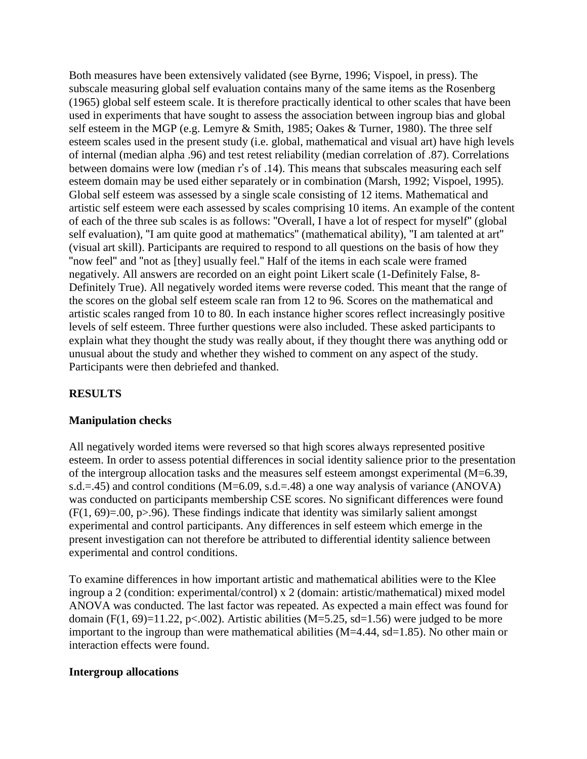Both measures have been extensively validated (see Byrne, 1996; Vispoel, in press). The subscale measuring global self evaluation contains many of the same items as the Rosenberg (1965) global self esteem scale. It is therefore practically identical to other scales that have been used in experiments that have sought to assess the association between ingroup bias and global self esteem in the MGP (e.g. Lemyre & Smith, 1985; Oakes & Turner, 1980). The three self esteem scales used in the present study (i.e. global, mathematical and visual art) have high levels of internal (median alpha .96) and test retest reliability (median correlation of .87). Correlations between domains were low (median r's of .14). This means that subscales measuring each self esteem domain may be used either separately or in combination (Marsh, 1992; Vispoel, 1995). Global self esteem was assessed by a single scale consisting of 12 items. Mathematical and artistic self esteem were each assessed by scales comprising 10 items. An example of the content of each of the three sub scales is as follows: "Overall, I have a lot of respect for myself" (global self evaluation), "I am quite good at mathematics" (mathematical ability), "I am talented at art" (visual art skill). Participants are required to respond to all questions on the basis of how they "now feel" and "not as [they] usually feel." Half of the items in each scale were framed negatively. All answers are recorded on an eight point Likert scale (1-Definitely False, 8-Definitely True). All negatively worded items were reverse coded. This meant that the range of the scores on the global self esteem scale ran from 12 to 96. Scores on the mathematical and artistic scales ranged from 10 to 80. In each instance higher scores reflect increasingly positive levels of self esteem. Three further questions were also included. These asked participants to explain what they thought the study was really about, if they thought there was anything odd or unusual about the study and whether they wished to comment on any aspect of the study. Participants were then debriefed and thanked.

## RESULTS

### Manipulation checks

All negatively worded items were reversed so that high scores always represented positive esteem. In order to assess potential differences in social identity salience prior to the presentation of the intergroup allocation tasks and the measures self esteem amongst experimental ($M=6.39$, s.d.=.45) and control conditions ($M=6.09$, s.d.=.48) a one way analysis of variance (ANOVA) was conducted on participants membership CSE scores. No significant differences were found ($F(1, 69)=.00$, $p>.96$). These findings indicate that identity was similarly salient amongst experimental and control participants. Any differences in self esteem which emerge in the present investigation can not therefore be attributed to differential identity salience between experimental and control conditions.

To examine differences in how important artistic and mathematical abilities were to the Klee ingroup a 2 (condition: experimental/control) x 2 (domain: artistic/mathematical) mixed model ANOVA was conducted. The last factor was repeated. As expected a main effect was found for domain ($F(1, 69)=11.22$, $p<.002$). Artistic abilities ($M=5.25$, sd=1.56) were judged to be more important to the ingroup than were mathematical abilities ($M=4.44$, sd=1.85). No other main or interaction effects were found.

### Intergroup allocations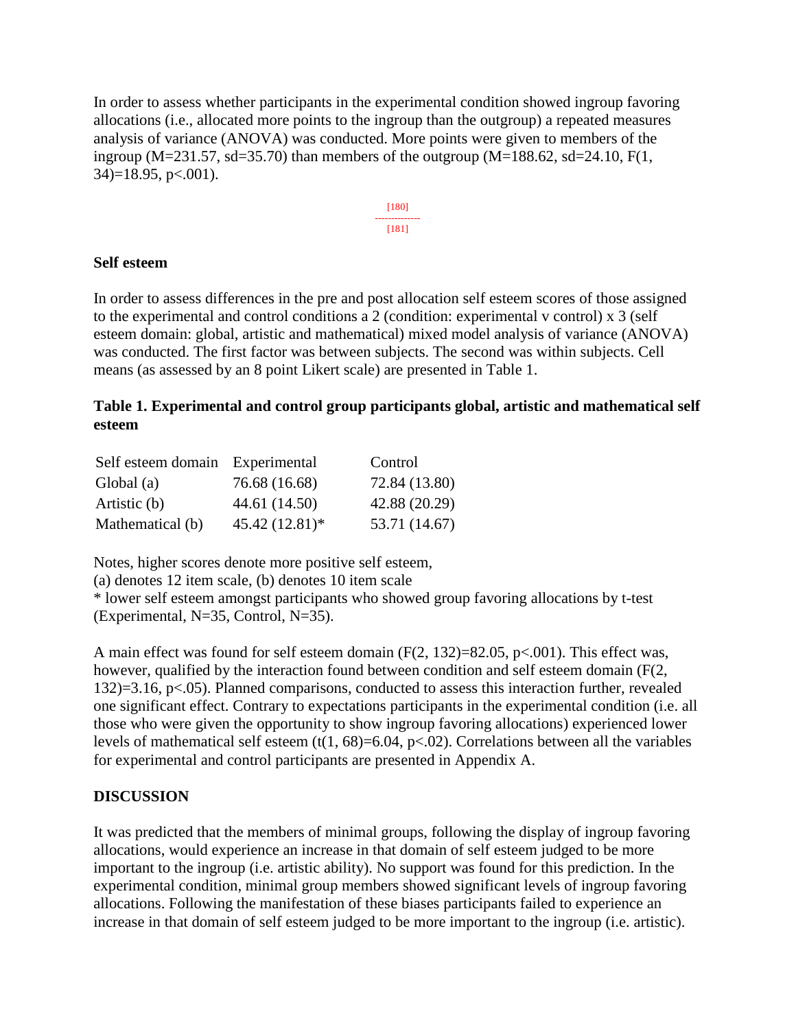In order to assess whether participants in the experimental condition showed ingroup favoring allocations (i.e., allocated more points to the ingroup than the outgroup) a repeated measures analysis of variance (ANOVA) was conducted. More points were given to members of the ingroup ($M=231.57$, $sd=35.70$) than members of the outgroup ($M=188.62$, $sd=24.10$, $F(1, 34)=18.95$, $p<.001$).

### Self esteem

In order to assess differences in the pre and post allocation self esteem scores of those assigned to the experimental and control conditions a 2 (condition: experimental v control) x 3 (self esteem domain: global, artistic and mathematical) mixed model analysis of variance (ANOVA) was conducted. The first factor was between subjects. The second was within subjects. Cell means (as assessed by an 8 point Likert scale) are presented in Table 1.

**Table 1. Experimental and control group participants global, artistic and mathematical self esteem**

| Self esteem domain | Experimental | Control |
|---|---|---|
| Global (a) | 76.68 (16.68) | 72.84 (13.80) |
| Artistic (b) | 44.61 (14.50) | 42.88 (20.29) |
| Mathematical (b) | 45.42 (12.81)* | 53.71 (14.67) |

Notes, higher scores denote more positive self esteem,
(a) denotes 12 item scale, (b) denotes 10 item scale
* lower self esteem amongst participants who showed group favoring allocations by t-test (Experimental, N=35, Control, N=35).

A main effect was found for self esteem domain ($F(2, 132)=82.05$, $p<.001$). This effect was, however, qualified by the interaction found between condition and self esteem domain ($F(2, 132)=3.16$, $p<.05$). Planned comparisons, conducted to assess this interaction further, revealed one significant effect. Contrary to expectations participants in the experimental condition (i.e. all those who were given the opportunity to show ingroup favoring allocations) experienced lower levels of mathematical self esteem ($t(1, 68)=6.04$, $p<.02$). Correlations between all the variables for experimental and control participants are presented in Appendix A.

## DISCUSSION

It was predicted that the members of minimal groups, following the display of ingroup favoring allocations, would experience an increase in that domain of self esteem judged to be more important to the ingroup (i.e. artistic ability). No support was found for this prediction. In the experimental condition, minimal group members showed significant levels of ingroup favoring allocations. Following the manifestation of these biases participants failed to experience an increase in that domain of self esteem judged to be more important to the ingroup (i.e. artistic).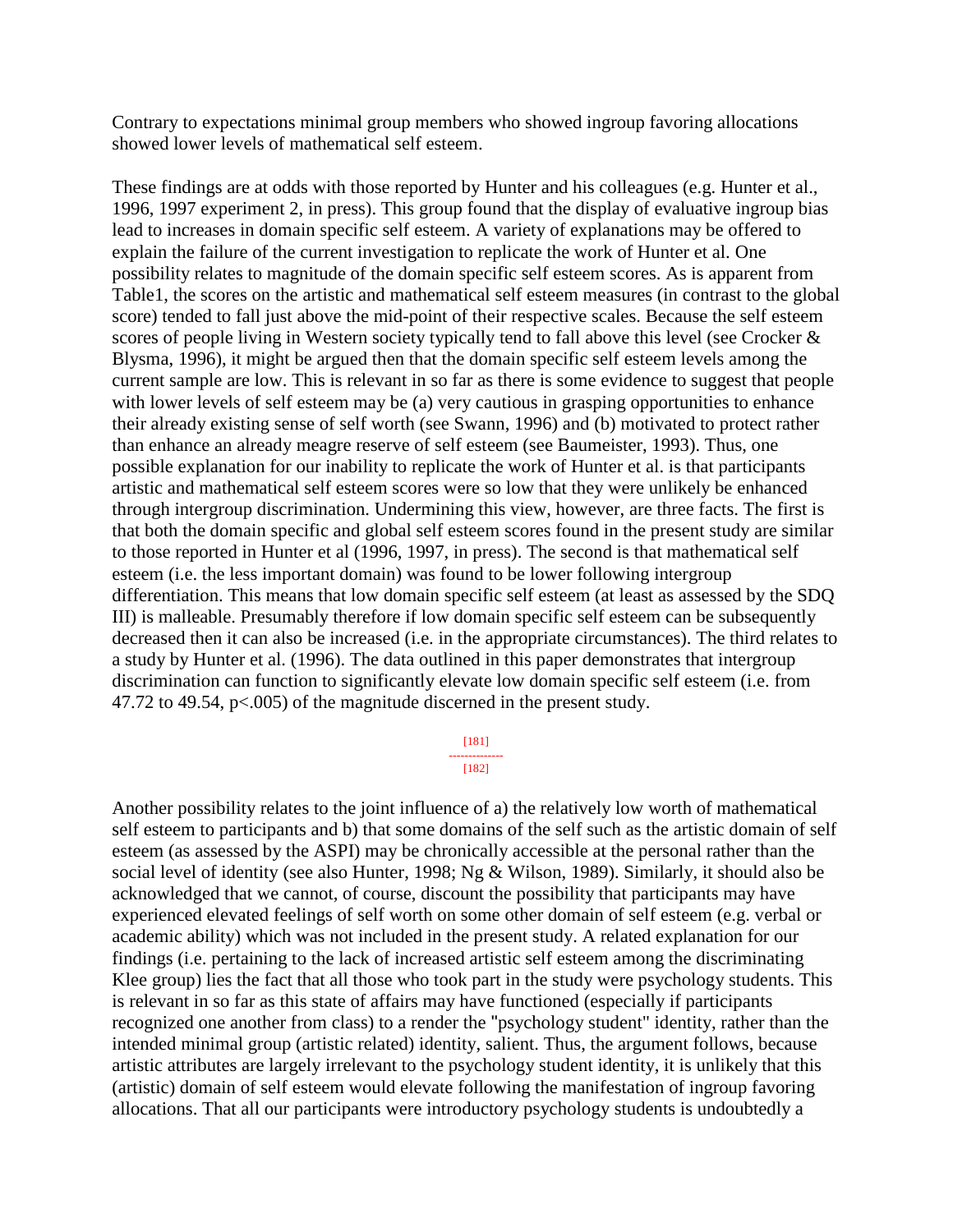Contrary to expectations minimal group members who showed ingroup favoring allocations showed lower levels of mathematical self esteem.

These findings are at odds with those reported by Hunter and his colleagues (e.g. Hunter et al., 1996, 1997 experiment 2, in press). This group found that the display of evaluative ingroup bias lead to increases in domain specific self esteem. A variety of explanations may be offered to explain the failure of the current investigation to replicate the work of Hunter et al. One possibility relates to magnitude of the domain specific self esteem scores. As is apparent from Table1, the scores on the artistic and mathematical self esteem measures (in contrast to the global score) tended to fall just above the mid-point of their respective scales. Because the self esteem scores of people living in Western society typically tend to fall above this level (see Crocker & Blysma, 1996), it might be argued then that the domain specific self esteem levels among the current sample are low. This is relevant in so far as there is some evidence to suggest that people with lower levels of self esteem may be (a) very cautious in grasping opportunities to enhance their already existing sense of self worth (see Swann, 1996) and (b) motivated to protect rather than enhance an already meagre reserve of self esteem (see Baumeister, 1993). Thus, one possible explanation for our inability to replicate the work of Hunter et al. is that participants artistic and mathematical self esteem scores were so low that they were unlikely be enhanced through intergroup discrimination. Undermining this view, however, are three facts. The first is that both the domain specific and global self esteem scores found in the present study are similar to those reported in Hunter et al (1996, 1997, in press). The second is that mathematical self esteem (i.e. the less important domain) was found to be lower following intergroup differentiation. This means that low domain specific self esteem (at least as assessed by the SDQ III) is malleable. Presumably therefore if low domain specific self esteem can be subsequently decreased then it can also be increased (i.e. in the appropriate circumstances). The third relates to a study by Hunter et al. (1996). The data outlined in this paper demonstrates that intergroup discrimination can function to significantly elevate low domain specific self esteem (i.e. from 47.72 to 49.54, $p<.005$) of the magnitude discerned in the present study.

Another possibility relates to the joint influence of a) the relatively low worth of mathematical self esteem to participants and b) that some domains of the self such as the artistic domain of self esteem (as assessed by the ASPI) may be chronically accessible at the personal rather than the social level of identity (see also Hunter, 1998; Ng & Wilson, 1989). Similarly, it should also be acknowledged that we cannot, of course, discount the possibility that participants may have experienced elevated feelings of self worth on some other domain of self esteem (e.g. verbal or academic ability) which was not included in the present study. A related explanation for our findings (i.e. pertaining to the lack of increased artistic self esteem among the discriminating Klee group) lies the fact that all those who took part in the study were psychology students. This is relevant in so far as this state of affairs may have functioned (especially if participants recognized one another from class) to a render the "psychology student" identity, rather than the intended minimal group (artistic related) identity, salient. Thus, the argument follows, because artistic attributes are largely irrelevant to the psychology student identity, it is unlikely that this (artistic) domain of self esteem would elevate following the manifestation of ingroup favoring allocations. That all our participants were introductory psychology students is undoubtedly a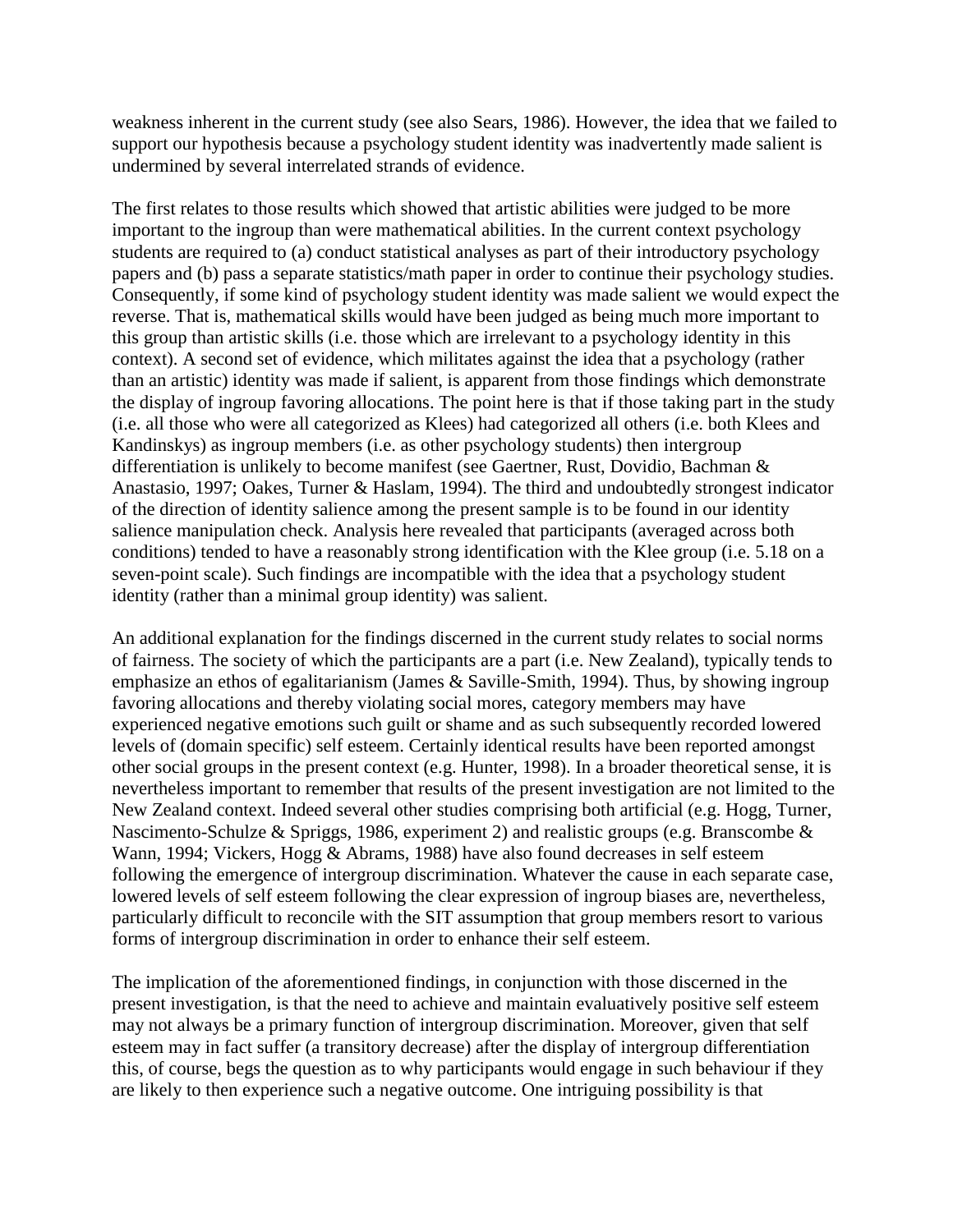weakness inherent in the current study (see also Sears, 1986). However, the idea that we failed to support our hypothesis because a psychology student identity was inadvertently made salient is undermined by several interrelated strands of evidence.

The first relates to those results which showed that artistic abilities were judged to be more important to the ingroup than were mathematical abilities. In the current context psychology students are required to (a) conduct statistical analyses as part of their introductory psychology papers and (b) pass a separate statistics/math paper in order to continue their psychology studies. Consequently, if some kind of psychology student identity was made salient we would expect the reverse. That is, mathematical skills would have been judged as being much more important to this group than artistic skills (i.e. those which are irrelevant to a psychology identity in this context). A second set of evidence, which militates against the idea that a psychology (rather than an artistic) identity was made if salient, is apparent from those findings which demonstrate the display of ingroup favoring allocations. The point here is that if those taking part in the study (i.e. all those who were all categorized as Klees) had categorized all others (i.e. both Klees and Kandinskys) as ingroup members (i.e. as other psychology students) then intergroup differentiation is unlikely to become manifest (see Gaertner, Rust, Dovidio, Bachman & Anastasio, 1997; Oakes, Turner & Haslam, 1994). The third and undoubtedly strongest indicator of the direction of identity salience among the present sample is to be found in our identity salience manipulation check. Analysis here revealed that participants (averaged across both conditions) tended to have a reasonably strong identification with the Klee group (i.e. 5.18 on a seven-point scale). Such findings are incompatible with the idea that a psychology student identity (rather than a minimal group identity) was salient.

An additional explanation for the findings discerned in the current study relates to social norms of fairness. The society of which the participants are a part (i.e. New Zealand), typically tends to emphasize an ethos of egalitarianism (James & Saville-Smith, 1994). Thus, by showing ingroup favoring allocations and thereby violating social mores, category members may have experienced negative emotions such guilt or shame and as such subsequently recorded lowered levels of (domain specific) self esteem. Certainly identical results have been reported amongst other social groups in the present context (e.g. Hunter, 1998). In a broader theoretical sense, it is nevertheless important to remember that results of the present investigation are not limited to the New Zealand context. Indeed several other studies comprising both artificial (e.g. Hogg, Turner, Nascimento-Schulze & Spriggs, 1986, experiment 2) and realistic groups (e.g. Branscombe & Wann, 1994; Vickers, Hogg & Abrams, 1988) have also found decreases in self esteem following the emergence of intergroup discrimination. Whatever the cause in each separate case, lowered levels of self esteem following the clear expression of ingroup biases are, nevertheless, particularly difficult to reconcile with the SIT assumption that group members resort to various forms of intergroup discrimination in order to enhance their self esteem.

The implication of the aforementioned findings, in conjunction with those discerned in the present investigation, is that the need to achieve and maintain evaluatively positive self esteem may not always be a primary function of intergroup discrimination. Moreover, given that self esteem may in fact suffer (a transitory decrease) after the display of intergroup differentiation this, of course, begs the question as to why participants would engage in such behaviour if they are likely to then experience such a negative outcome. One intriguing possibility is that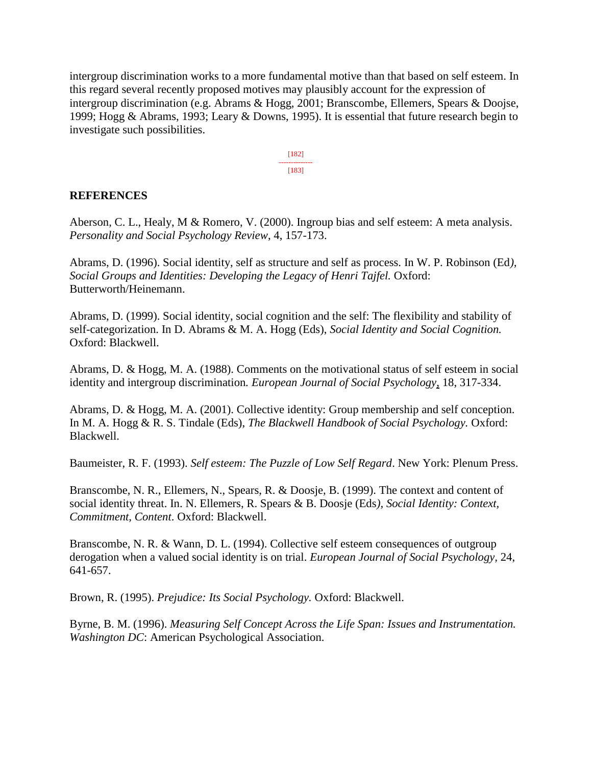intergroup discrimination works to a more fundamental motive than that based on self esteem. In this regard several recently proposed motives may plausibly account for the expression of intergroup discrimination (e.g. Abrams & Hogg, 2001; Branscombe, Ellemers, Spears & Doojse, 1999; Hogg & Abrams, 1993; Leary & Downs, 1995). It is essential that future research begin to investigate such possibilities.

## REFERENCES

Aberson, C. L., Healy, M & Romero, V. (2000). Ingroup bias and self esteem: A meta analysis. *Personality and Social Psychology Review*, 4, 157-173.

Abrams, D. (1996). Social identity, self as structure and self as process. In W. P. Robinson (Ed*), Social Groups and Identities: Developing the Legacy of Henri Tajfel.* Oxford: Butterworth/Heinemann.

Abrams, D. (1999). Social identity, social cognition and the self: The flexibility and stability of self-categorization. In D. Abrams & M. A. Hogg (Eds), *Social Identity and Social Cognition.* Oxford: Blackwell.

Abrams, D. & Hogg, M. A. (1988). Comments on the motivational status of self esteem in social identity and intergroup discrimination*. European Journal of Social Psychology*, 18, 317-334.

Abrams, D. & Hogg, M. A. (2001). Collective identity: Group membership and self conception. In M. A. Hogg & R. S. Tindale (Eds), *The Blackwell Handbook of Social Psychology.* Oxford: Blackwell.

Baumeister, R. F. (1993). *Self esteem: The Puzzle of Low Self Regard*. New York: Plenum Press.

Branscombe, N. R., Ellemers, N., Spears, R. & Doosje, B. (1999). The context and content of social identity threat. In. N. Ellemers, R. Spears & B. Doosje (Eds*), Social Identity: Context, Commitment, Content*. Oxford: Blackwell.

Branscombe, N. R. & Wann, D. L. (1994). Collective self esteem consequences of outgroup derogation when a valued social identity is on trial. *European Journal of Social Psychology,* 24, 641-657.

Brown, R. (1995). *Prejudice: Its Social Psychology.* Oxford: Blackwell.

Byrne, B. M. (1996). *Measuring Self Concept Across the Life Span: Issues and Instrumentation. Washington DC*: American Psychological Association.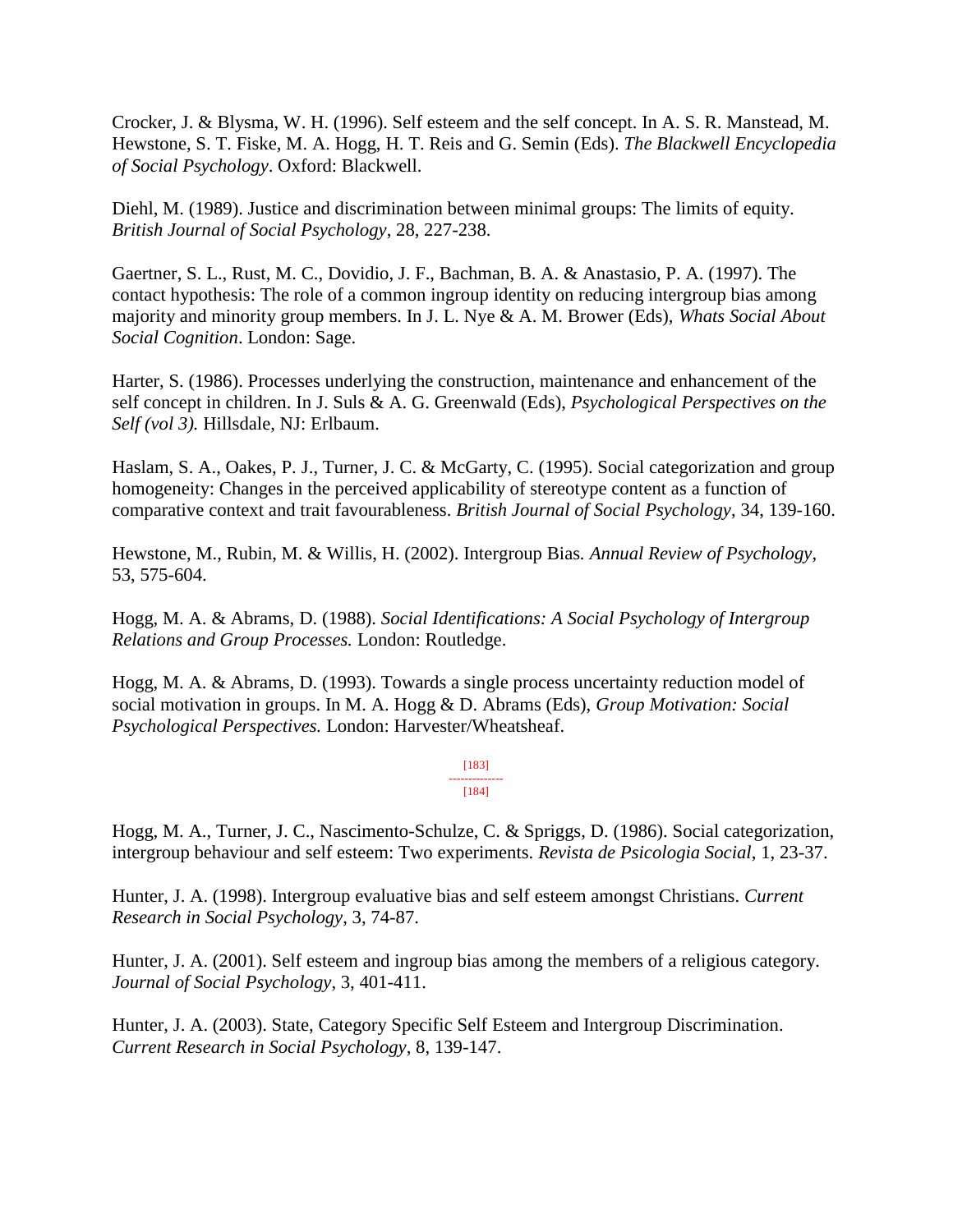Crocker, J. & Blysma, W. H. (1996). Self esteem and the self concept. In A. S. R. Manstead, M. Hewstone, S. T. Fiske, M. A. Hogg, H. T. Reis and G. Semin (Eds). *The Blackwell Encyclopedia of Social Psychology*. Oxford: Blackwell.

Diehl, M. (1989). Justice and discrimination between minimal groups: The limits of equity. *British Journal of Social Psychology*, 28, 227-238.

Gaertner, S. L., Rust, M. C., Dovidio, J. F., Bachman, B. A. & Anastasio, P. A. (1997). The contact hypothesis: The role of a common ingroup identity on reducing intergroup bias among majority and minority group members. In J. L. Nye & A. M. Brower (Eds), *Whats Social About Social Cognition*. London: Sage.

Harter, S. (1986). Processes underlying the construction, maintenance and enhancement of the self concept in children. In J. Suls & A. G. Greenwald (Eds), *Psychological Perspectives on the Self (vol 3).* Hillsdale, NJ: Erlbaum.

Haslam, S. A., Oakes, P. J., Turner, J. C. & McGarty, C. (1995). Social categorization and group homogeneity: Changes in the perceived applicability of stereotype content as a function of comparative context and trait favourableness. *British Journal of Social Psychology*, 34, 139-160.

Hewstone, M., Rubin, M. & Willis, H. (2002). Intergroup Bias. *Annual Review of Psychology*, 53, 575-604.

Hogg, M. A. & Abrams, D. (1988). *Social Identifications: A Social Psychology of Intergroup Relations and Group Processes.* London: Routledge.

Hogg, M. A. & Abrams, D. (1993). Towards a single process uncertainty reduction model of social motivation in groups. In M. A. Hogg & D. Abrams (Eds), *Group Motivation: Social Psychological Perspectives.* London: Harvester/Wheatsheaf.

[183]
--------------
[184]

Hogg, M. A., Turner, J. C., Nascimento-Schulze, C. & Spriggs, D. (1986). Social categorization, intergroup behaviour and self esteem: Two experiments. *Revista de Psicologia Social*, 1, 23-37.

Hunter, J. A. (1998). Intergroup evaluative bias and self esteem amongst Christians. *Current Research in Social Psychology*, 3, 74-87.

Hunter, J. A. (2001). Self esteem and ingroup bias among the members of a religious category. *Journal of Social Psychology*, 3, 401-411.

Hunter, J. A. (2003). State, Category Specific Self Esteem and Intergroup Discrimination. *Current Research in Social Psychology*, 8, 139-147.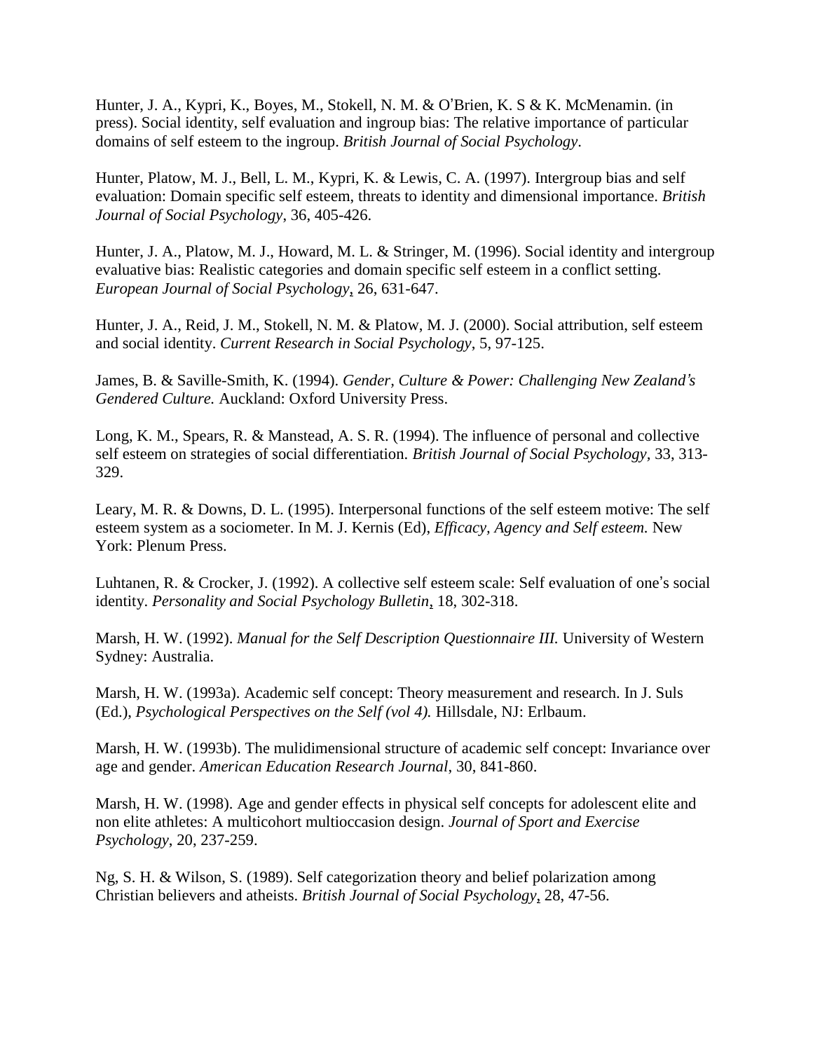Hunter, J. A., Kypri, K., Boyes, M., Stokell, N. M. & O'Brien, K. S & K. McMenamin. (in press). Social identity, self evaluation and ingroup bias: The relative importance of particular domains of self esteem to the ingroup. *British Journal of Social Psychology*.

Hunter, Platow, M. J., Bell, L. M., Kypri, K. & Lewis, C. A. (1997). Intergroup bias and self evaluation: Domain specific self esteem, threats to identity and dimensional importance. *British Journal of Social Psychology*, 36, 405-426.

Hunter, J. A., Platow, M. J., Howard, M. L. & Stringer, M. (1996). Social identity and intergroup evaluative bias: Realistic categories and domain specific self esteem in a conflict setting. *European Journal of Social Psychology*, 26, 631-647.

Hunter, J. A., Reid, J. M., Stokell, N. M. & Platow, M. J. (2000). Social attribution, self esteem and social identity. *Current Research in Social Psychology*, 5, 97-125.

James, B. & Saville-Smith, K. (1994). *Gender, Culture & Power: Challenging New Zealand's Gendered Culture.* Auckland: Oxford University Press.

Long, K. M., Spears, R. & Manstead, A. S. R. (1994). The influence of personal and collective self esteem on strategies of social differentiation. *British Journal of Social Psychology*, 33, 313-329.

Leary, M. R. & Downs, D. L. (1995). Interpersonal functions of the self esteem motive: The self esteem system as a sociometer. In M. J. Kernis (Ed), *Efficacy, Agency and Self esteem.* New York: Plenum Press.

Luhtanen, R. & Crocker, J. (1992). A collective self esteem scale: Self evaluation of one's social identity. *Personality and Social Psychology Bulletin*, 18, 302-318.

Marsh, H. W. (1992). *Manual for the Self Description Questionnaire III.* University of Western Sydney: Australia.

Marsh, H. W. (1993a). Academic self concept: Theory measurement and research. In J. Suls (Ed.), *Psychological Perspectives on the Self (vol 4).* Hillsdale, NJ: Erlbaum.

Marsh, H. W. (1993b). The mulidimensional structure of academic self concept: Invariance over age and gender. *American Education Research Journal*, 30, 841-860.

Marsh, H. W. (1998). Age and gender effects in physical self concepts for adolescent elite and non elite athletes: A multicohort multioccasion design. *Journal of Sport and Exercise Psychology*, 20, 237-259.

Ng, S. H. & Wilson, S. (1989). Self categorization theory and belief polarization among Christian believers and atheists. *British Journal of Social Psychology*, 28, 47-56.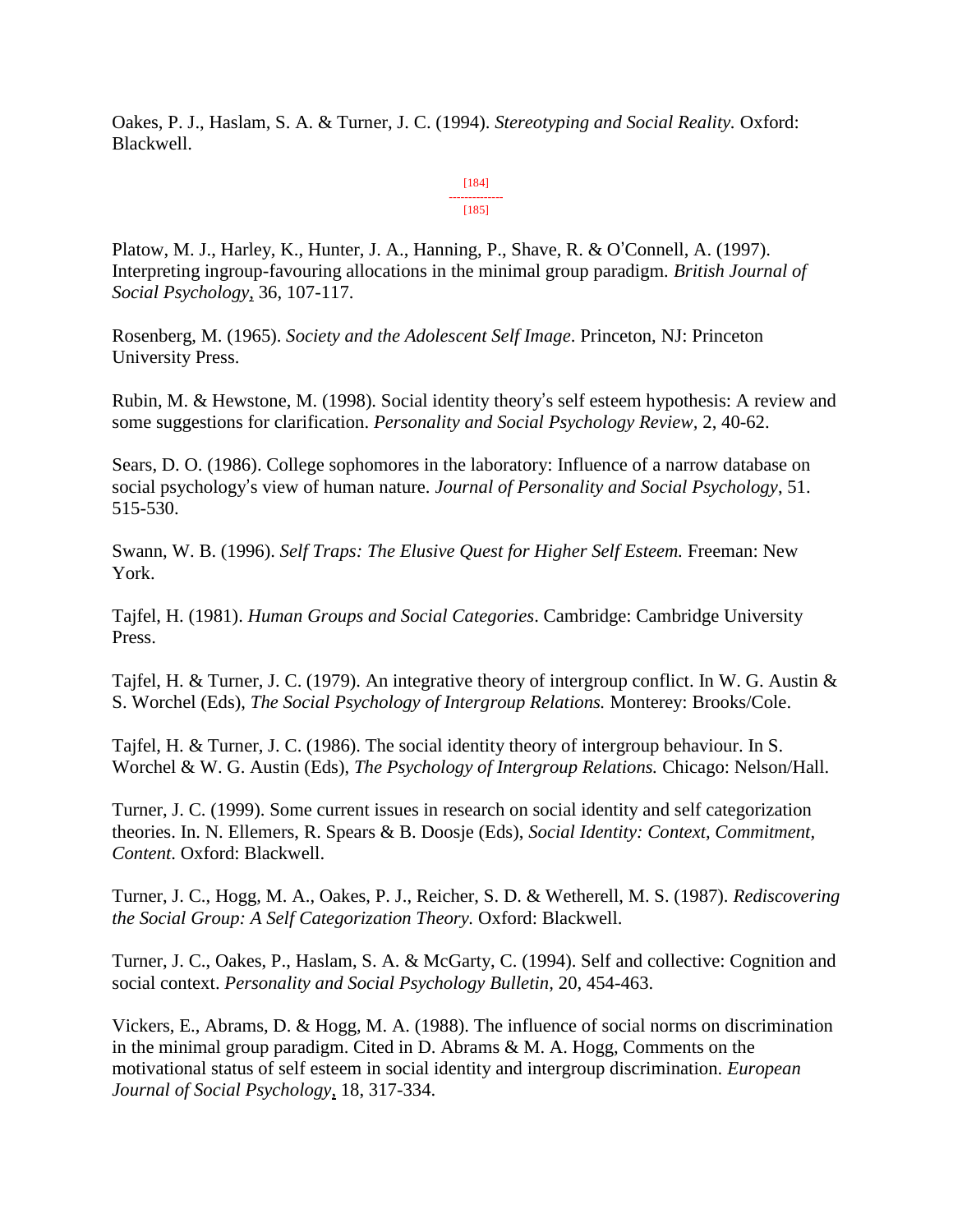Oakes, P. J., Haslam, S. A. & Turner, J. C. (1994). *Stereotyping and Social Reality.* Oxford: Blackwell.

Platow, M. J., Harley, K., Hunter, J. A., Hanning, P., Shave, R. & O'Connell, A. (1997). Interpreting ingroup-favouring allocations in the minimal group paradigm. *British Journal of Social Psychology*, 36, 107-117.

Rosenberg, M. (1965). *Society and the Adolescent Self Image*. Princeton, NJ: Princeton University Press.

Rubin, M. & Hewstone, M. (1998). Social identity theory's self esteem hypothesis: A review and some suggestions for clarification. *Personality and Social Psychology Review*, 2, 40-62.

Sears, D. O. (1986). College sophomores in the laboratory: Influence of a narrow database on social psychology's view of human nature. *Journal of Personality and Social Psychology*, 51. 515-530.

Swann, W. B. (1996). *Self Traps: The Elusive Quest for Higher Self Esteem.* Freeman: New York.

Tajfel, H. (1981). *Human Groups and Social Categories*. Cambridge: Cambridge University Press.

Tajfel, H. & Turner, J. C. (1979). An integrative theory of intergroup conflict. In W. G. Austin & S. Worchel (Eds), *The Social Psychology of Intergroup Relations.* Monterey: Brooks/Cole.

Tajfel, H. & Turner, J. C. (1986). The social identity theory of intergroup behaviour. In S. Worchel & W. G. Austin (Eds), *The Psychology of Intergroup Relations.* Chicago: Nelson/Hall.

Turner, J. C. (1999). Some current issues in research on social identity and self categorization theories. In. N. Ellemers, R. Spears & B. Doosje (Eds), *Social Identity: Context, Commitment, Content*. Oxford: Blackwell.

Turner, J. C., Hogg, M. A., Oakes, P. J., Reicher, S. D. & Wetherell, M. S. (1987). *Rediscovering the Social Group: A Self Categorization Theory.* Oxford: Blackwell.

Turner, J. C., Oakes, P., Haslam, S. A. & McGarty, C. (1994). Self and collective: Cognition and social context. *Personality and Social Psychology Bulletin*, 20, 454-463.

Vickers, E., Abrams, D. & Hogg, M. A. (1988). The influence of social norms on discrimination in the minimal group paradigm. Cited in D. Abrams & M. A. Hogg, Comments on the motivational status of self esteem in social identity and intergroup discrimination. *European Journal of Social Psychology*, 18, 317-334.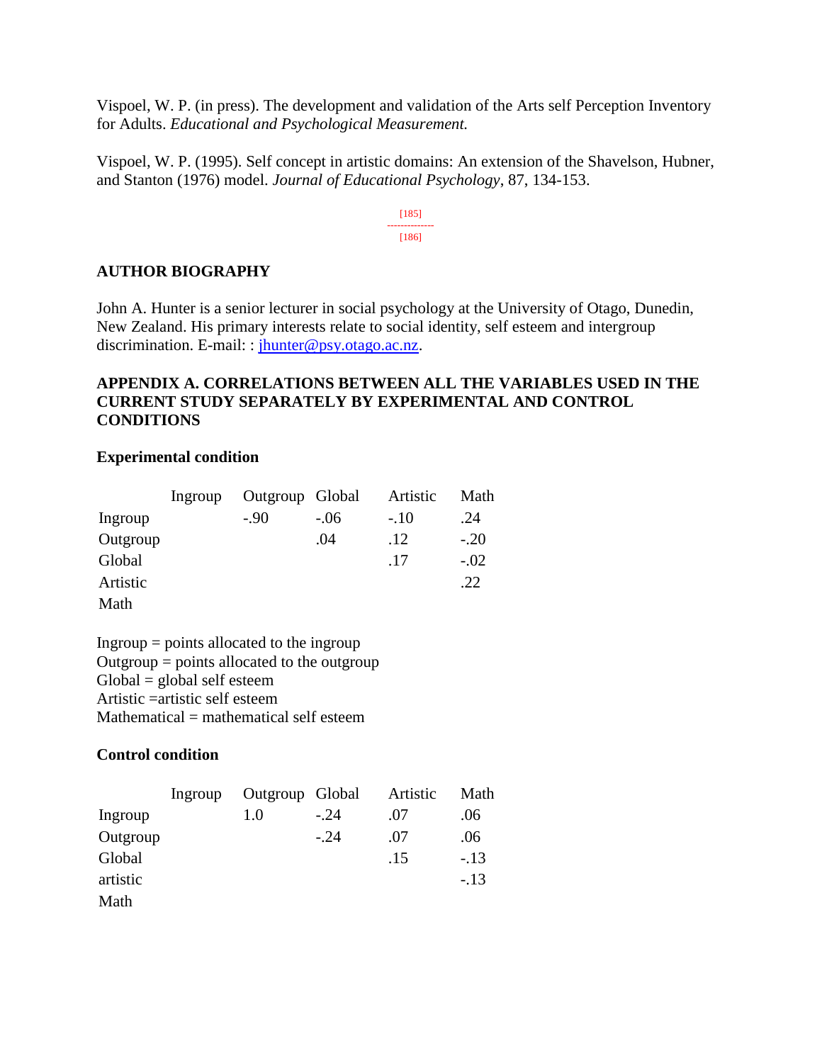Vispoel, W. P. (in press). The development and validation of the Arts self Perception Inventory for Adults. *Educational and Psychological Measurement.*

Vispoel, W. P. (1995). Self concept in artistic domains: An extension of the Shavelson, Hubner, and Stanton (1976) model. *Journal of Educational Psychology*, 87, 134-153.

## AUTHOR BIOGRAPHY

John A. Hunter is a senior lecturer in social psychology at the University of Otago, Dunedin, New Zealand. His primary interests relate to social identity, self esteem and intergroup discrimination. E-mail: : jhunter@psy.otago.ac.nz.

## APPENDIX A. CORRELATIONS BETWEEN ALL THE VARIABLES USED IN THE CURRENT STUDY SEPARATELY BY EXPERIMENTAL AND CONTROL CONDITIONS

### Experimental condition

| | Ingroup | Outgroup | Global | Artistic | Math |
|---|---|---|---|---|---|
| Ingroup | | -.90 | -.06 | -.10 | .24 |
| Outgroup | | | .04 | .12 | -.20 |
| Global | | | | .17 | -.02 |
| Artistic | | | | | .22 |
| Math | | | | | |

Ingroup = points allocated to the ingroup
Outgroup = points allocated to the outgroup
Global = global self esteem
Artistic =artistic self esteem
Mathematical = mathematical self esteem

### Control condition

| | Ingroup | Outgroup | Global | Artistic | Math |
|---|---|---|---|---|---|
| Ingroup | | 1.0 | -.24 | .07 | .06 |
| Outgroup | | | -.24 | .07 | .06 |
| Global | | | | .15 | -.13 |
| artistic | | | | | -.13 |
| Math | | | | | |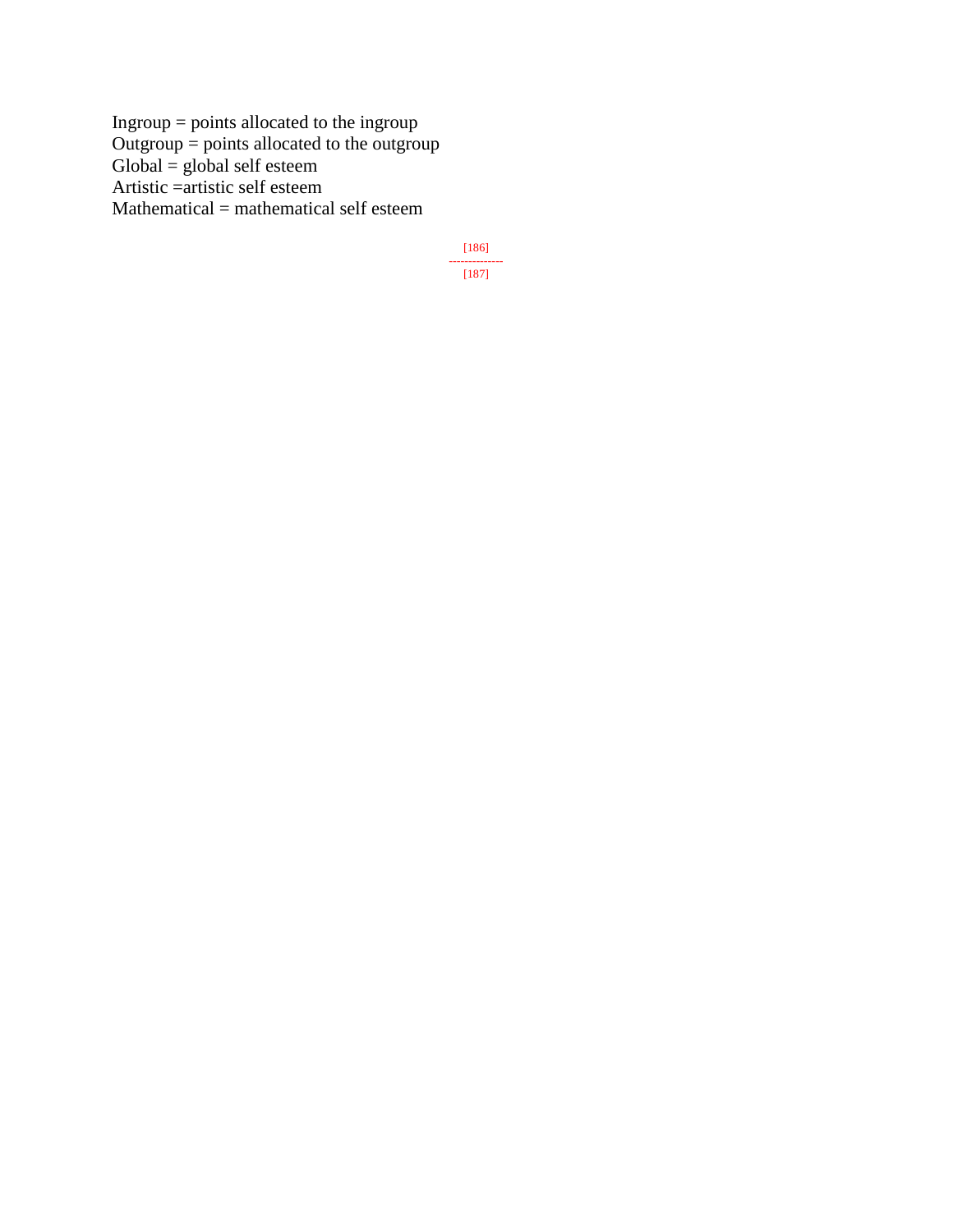Ingroup = points allocated to the ingroup
Outgroup = points allocated to the outgroup
Global = global self esteem
Artistic =artistic self esteem
Mathematical = mathematical self esteem